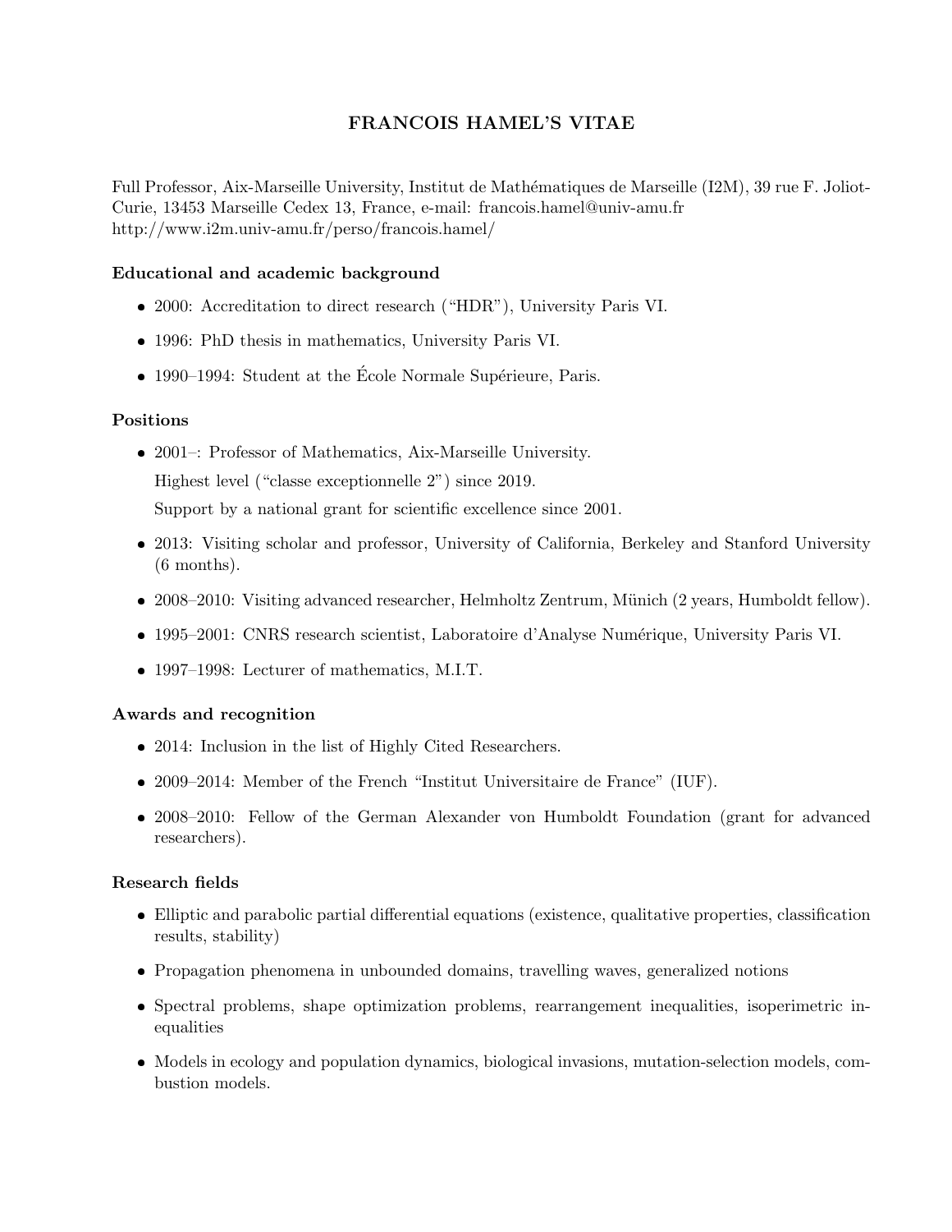# FRANCOIS HAMEL'S VITAE

Full Professor, Aix-Marseille University, Institut de Mathématiques de Marseille (I2M), 39 rue F. Joliot-Curie, 13453 Marseille Cedex 13, France, e-mail: francois.hamel@univ-amu.fr
http://www.i2m.univ-amu.fr/perso/francois.hamel/

### Educational and academic background

- 2000: Accreditation to direct research ("HDR"), University Paris VI.
- 1996: PhD thesis in mathematics, University Paris VI.
- 1990–1994: Student at the École Normale Supérieure, Paris.

### Positions

- 2001–: Professor of Mathematics, Aix-Marseille University.

  Highest level ("classe exceptionnelle 2") since 2019.

  Support by a national grant for scientific excellence since 2001.
- 2013: Visiting scholar and professor, University of California, Berkeley and Stanford University (6 months).
- 2008–2010: Visiting advanced researcher, Helmholtz Zentrum, Münich (2 years, Humboldt fellow).
- 1995–2001: CNRS research scientist, Laboratoire d'Analyse Numérique, University Paris VI.
- 1997–1998: Lecturer of mathematics, M.I.T.

### Awards and recognition

- 2014: Inclusion in the list of Highly Cited Researchers.
- 2009–2014: Member of the French "Institut Universitaire de France" (IUF).
- 2008–2010: Fellow of the German Alexander von Humboldt Foundation (grant for advanced researchers).

### Research fields

- Elliptic and parabolic partial differential equations (existence, qualitative properties, classification results, stability)
- Propagation phenomena in unbounded domains, travelling waves, generalized notions
- Spectral problems, shape optimization problems, rearrangement inequalities, isoperimetric inequalities
- Models in ecology and population dynamics, biological invasions, mutation-selection models, combustion models.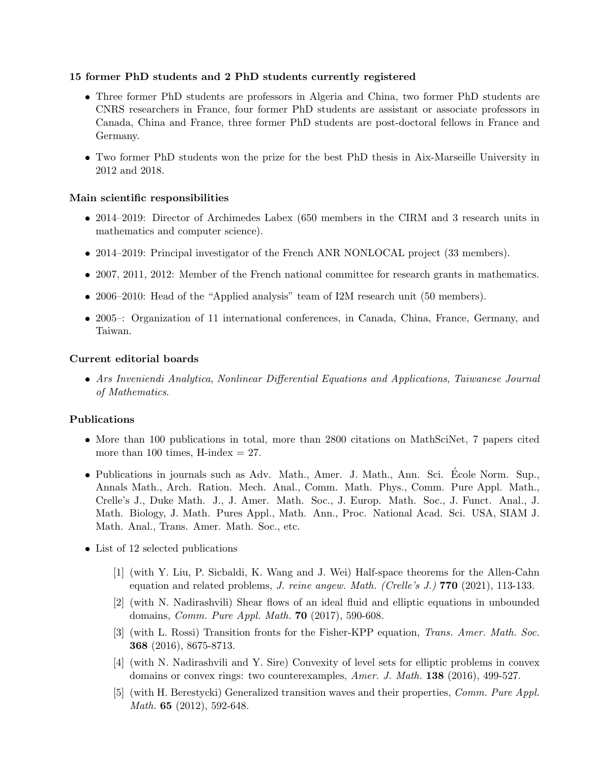**15 former PhD students and 2 PhD students currently registered**

- Three former PhD students are professors in Algeria and China, two former PhD students are CNRS researchers in France, four former PhD students are assistant or associate professors in Canada, China and France, three former PhD students are post-doctoral fellows in France and Germany.
- Two former PhD students won the prize for the best PhD thesis in Aix-Marseille University in 2012 and 2018.

**Main scientific responsibilities**

- 2014–2019: Director of Archimedes Labex (650 members in the CIRM and 3 research units in mathematics and computer science).
- 2014–2019: Principal investigator of the French ANR NONLOCAL project (33 members).
- 2007, 2011, 2012: Member of the French national committee for research grants in mathematics.
- 2006–2010: Head of the "Applied analysis" team of I2M research unit (50 members).
- 2005–: Organization of 11 international conferences, in Canada, China, France, Germany, and Taiwan.

**Current editorial boards**

- *Ars Inveniendi Analytica*, *Nonlinear Differential Equations and Applications*, *Taiwanese Journal of Mathematics*.

**Publications**

- More than 100 publications in total, more than 2800 citations on MathSciNet, 7 papers cited more than 100 times, H-index = 27.
- Publications in journals such as Adv. Math., Amer. J. Math., Ann. Sci. École Norm. Sup., Annals Math., Arch. Ration. Mech. Anal., Comm. Math. Phys., Comm. Pure Appl. Math., Crelle's J., Duke Math. J., J. Amer. Math. Soc., J. Europ. Math. Soc., J. Funct. Anal., J. Math. Biology, J. Math. Pures Appl., Math. Ann., Proc. National Acad. Sci. USA, SIAM J. Math. Anal., Trans. Amer. Math. Soc., etc.
- List of 12 selected publications

  [1] (with Y. Liu, P. Sicbaldi, K. Wang and J. Wei) Half-space theorems for the Allen-Cahn equation and related problems, *J. reine angew. Math. (Crelle's J.)* **770** (2021), 113-133.

  [2] (with N. Nadirashvili) Shear flows of an ideal fluid and elliptic equations in unbounded domains, *Comm. Pure Appl. Math.* **70** (2017), 590-608.

  [3] (with L. Rossi) Transition fronts for the Fisher-KPP equation, *Trans. Amer. Math. Soc.* **368** (2016), 8675-8713.

  [4] (with N. Nadirashvili and Y. Sire) Convexity of level sets for elliptic problems in convex domains or convex rings: two counterexamples, *Amer. J. Math.* **138** (2016), 499-527.

  [5] (with H. Berestycki) Generalized transition waves and their properties, *Comm. Pure Appl. Math.* **65** (2012), 592-648.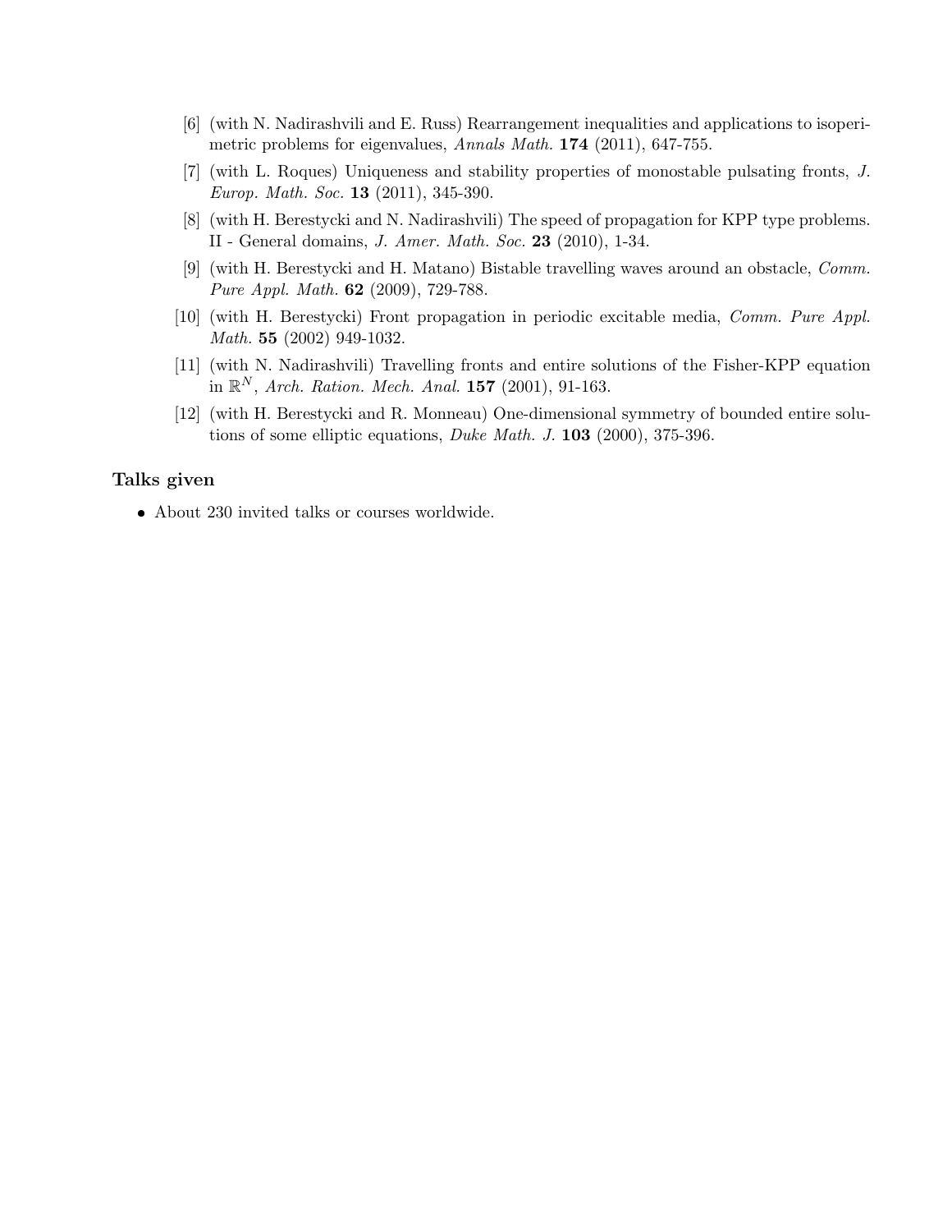[6] (with N. Nadirashvili and E. Russ) Rearrangement inequalities and applications to isoperimetric problems for eigenvalues, *Annals Math.* **174** (2011), 647-755.

[7] (with L. Roques) Uniqueness and stability properties of monostable pulsating fronts, *J. Europ. Math. Soc.* **13** (2011), 345-390.

[8] (with H. Berestycki and N. Nadirashvili) The speed of propagation for KPP type problems. II - General domains, *J. Amer. Math. Soc.* **23** (2010), 1-34.

[9] (with H. Berestycki and H. Matano) Bistable travelling waves around an obstacle, *Comm. Pure Appl. Math.* **62** (2009), 729-788.

[10] (with H. Berestycki) Front propagation in periodic excitable media, *Comm. Pure Appl. Math.* **55** (2002) 949-1032.

[11] (with N. Nadirashvili) Travelling fronts and entire solutions of the Fisher-KPP equation in $\mathbb{R}^N$, *Arch. Ration. Mech. Anal.* **157** (2001), 91-163.

[12] (with H. Berestycki and R. Monneau) One-dimensional symmetry of bounded entire solutions of some elliptic equations, *Duke Math. J.* **103** (2000), 375-396.

### Talks given

- About 230 invited talks or courses worldwide.